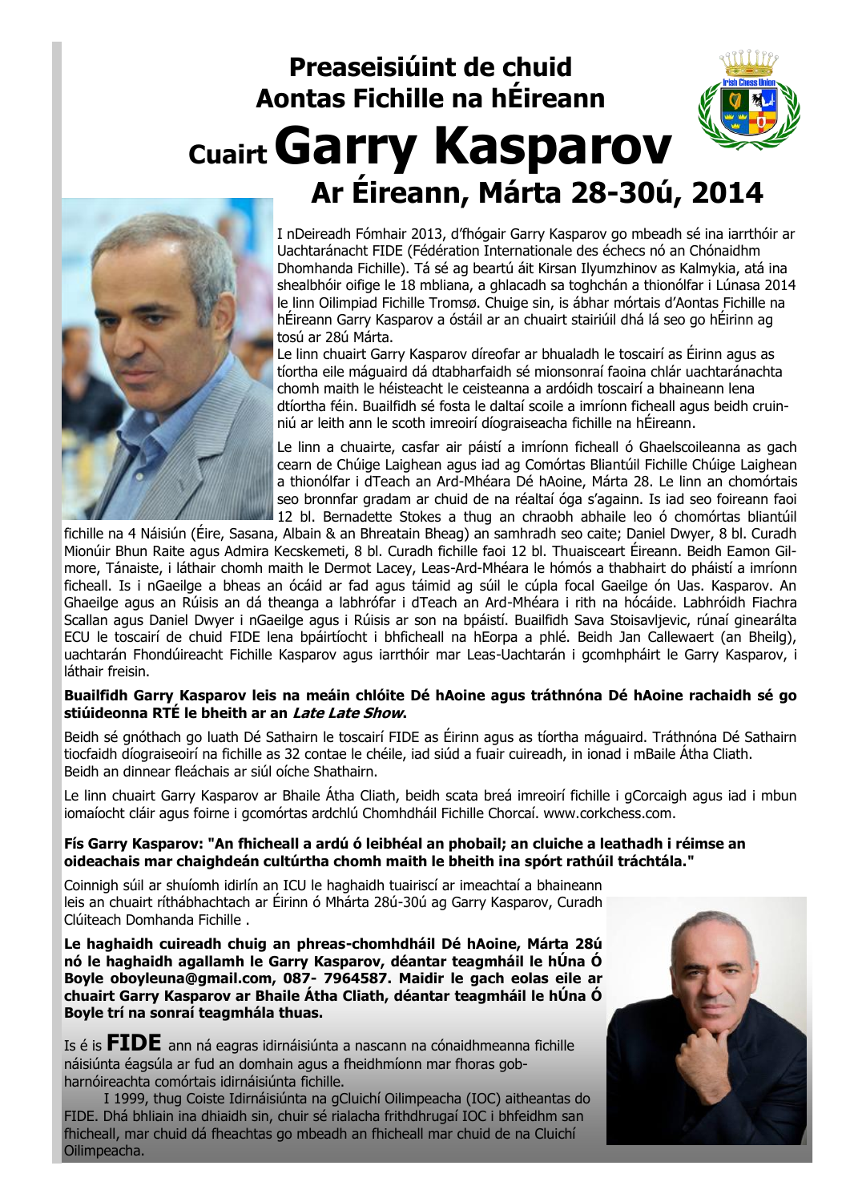# Preaseisiúint de chuid Aontas Fichille na hÉireann

# Cuairt Garry Kasparov Ar Éireann, Márta 28-30ú, 2014

I nDeireadh Fómhair 2013, d'fhógair Garry Kasparov go mbeadh sé ina iarrthóir ar Uachtaránacht FIDE (Fédération Internationale des échecs nó an Chónaidhm Dhomhanda Fichille). Tá sé ag beartú áit Kirsan Ilyumzhinov as Kalmykia, atá ina shealbhóir oifige le 18 mbliana, a ghlacadh sa toghchán a thionólfar i Lúnasa 2014 le linn Oilimpiad Fichille Tromsø. Chuige sin, is ábhar mórtais d'Aontas Fichille na hÉireann Garry Kasparov a óstáil ar an chuairt stairiúil dhá lá seo go hÉirinn ag tosú ar 28ú Márta.

Le linn chuairt Garry Kasparov díreofar ar bhualadh le toscairí as Éirinn agus as tíortha eile máguaird dá dtabharfaidh sé mionsonraí faoina chlár uachtaránachta chomh maith le héisteacht le ceisteanna a ardóidh toscairí a bhaineann lena dtíortha féin. Buailfidh sé fosta le daltaí scoile a imríonn ficheall agus beidh cruinniú ar leith ann le scoth imreoirí díograiseacha fichille na hÉireann.

Le linn a chuairte, casfar air páistí a imríonn ficheall ó Ghaelscoileanna as gach cearn de Chúige Laighean agus iad ag Comórtas Bliantúil Fichille Chúige Laighean a thionólfar i dTeach an Ard-Mhéara Dé hAoine, Márta 28. Le linn an chomórtais seo bronnfar gradam ar chuid de na réaltaí óga s'againn. Is iad seo foireann faoi 12 bl. Bernadette Stokes a thug an chraobh abhaile leo ó chomórtas bliantúil fichille na 4 Náisiún (Éire, Sasana, Albain & an Bhreatain Bheag) an samhradh seo caite; Daniel Dwyer, 8 bl. Curadh Mionúir Bhun Raite agus Admira Kecskemeti, 8 bl. Curadh fichille faoi 12 bl. Thuaisceart Éireann. Beidh Eamon Gilmore, Tánaiste, i láthair chomh maith le Dermot Lacey, Leas-Ard-Mhéara le hómós a thabhairt do pháistí a imríonn ficheall. Is i nGaeilge a bheas an ócáid ar fad agus táimid ag súil le cúpla focal Gaeilge ón Uas. Kasparov. An Ghaeilge agus an Rúisis an dá theanga a labhrófar i dTeach an Ard-Mhéara i rith na hócáide. Labhróidh Fiachra Scallan agus Daniel Dwyer i nGaeilge agus i Rúisis ar son na bpáistí. Buailfidh Sava Stoisavljevic, rúnaí ginearálta ECU le toscairí de chuid FIDE lena bpáirtíocht i bhficheall na hEorpa a phlé. Beidh Jan Callewaert (an Bheilg), uachtarán Fhondúireacht Fichille Kasparov agus iarrthóir mar Leas-Uachtarán i gcomhpháirt le Garry Kasparov, i láthair freisin.

**Buailfidh Garry Kasparov leis na meáin chlóite Dé hAoine agus tráthnóna Dé hAoine rachaidh sé go stiúideonna RTÉ le bheith ar an *Late Late Show*.**

Beidh sé gnóthach go luath Dé Sathairn le toscairí FIDE as Éirinn agus as tíortha máguaird. Tráthnóna Dé Sathairn tiocfaidh díograiseoirí na fichille as 32 contae le chéile, iad siúd a fuair cuireadh, in ionad i mBaile Átha Cliath. Beidh an dinnear fleáchais ar siúl oíche Shathairn.

Le linn chuairt Garry Kasparov ar Bhaile Átha Cliath, beidh scata breá imreoirí fichille i gCorcaigh agus iad i mbun iomaíocht cláir agus foirne i gcomórtas ardchlú Chomhdháil Fichille Chorcaí. www.corkchess.com.

**Fís Garry Kasparov: "An fhicheall a ardú ó leibhéal an phobail; an cluiche a leathadh i réimse an oideachais mar chaighdeán cultúrtha chomh maith le bheith ina spórt rathúil tráchtála."**

Coinnigh súil ar shuíomh idirlín an ICU le haghaidh tuairiscí ar imeachtaí a bhaineann leis an chuairt ríthábhachtach ar Éirinn ó Mhárta 28ú-30ú ag Garry Kasparov, Curadh Clúiteach Domhanda Fichille .

**Le haghaidh cuireadh chuig an phreas-chomhdháil Dé hAoine, Márta 28ú nó le haghaidh agallamh le Garry Kasparov, déantar teagmháil le hÚna Ó Boyle oboyleuna@gmail.com, 087- 7964587. Maidir le gach eolas eile ar chuairt Garry Kasparov ar Bhaile Átha Cliath, déantar teagmháil le hÚna Ó Boyle trí na sonraí teagmhála thuas.**

Is é is **FIDE** ann ná eagras idirnáisiúnta a nascann na cónaidhmeanna fichille náisiúnta éagsúla ar fud an domhain agus a fheidhmíonn mar fhoras gobharnóireachta comórtais idirnáisiúnta fichille.

I 1999, thug Coiste Idirnáisiúnta na gCluichí Oilimpeacha (IOC) aitheantas do FIDE. Dhá bhliain ina dhiaidh sin, chuir sé rialacha frithdhrugaí IOC i bhfeidhm san fhicheall, mar chuid dá fheachtas go mbeadh an fhicheall mar chuid de na Cluichí Oilimpeacha.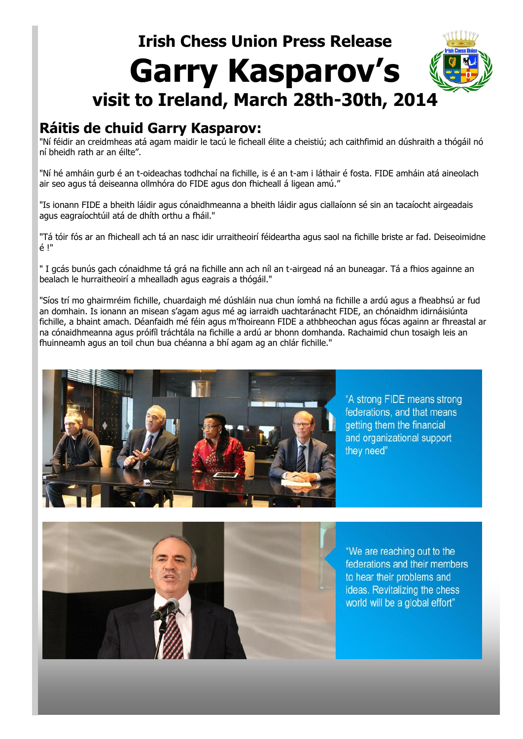Irish Chess Union Press Release

# Garry Kasparov's

## visit to Ireland, March 28th-30th, 2014

## Ráitis de chuid Garry Kasparov:

"Ní féidir an creidmheas atá agam maidir le tacú le ficheall élite a cheistiú; ach caithfimid an dúshraith a thógáil nó ní bheidh rath ar an éilte".

"Ní hé amháin gurb é an t-oideachas todhchaí na fichille, is é an t-am i láthair é fosta. FIDE amháin atá aineolach air seo agus tá deiseanna ollmhóra do FIDE agus don fhicheall á ligean amú."

"Is ionann FIDE a bheith láidir agus cónaidhmeanna a bheith láidir agus ciallaíonn sé sin an tacaíocht airgeadais agus eagraíochtúil atá de dhíth orthu a fháil."

"Tá tóir fós ar an fhicheall ach tá an nasc idir urraitheoirí féideartha agus saol na fichille briste ar fad. Deiseoimidne é !"

" I gcás bunús gach cónaidhme tá grá na fichille ann ach níl an t-airgead ná an buneagar. Tá a fhios againne an bealach le hurraitheoirí a mhealladh agus eagrais a thógáil."

"Síos trí mo ghairmréim fichille, chuardaigh mé dúshláin nua chun íomhá na fichille a ardú agus a fheabhsú ar fud an domhain. Is ionann an misean s'agam agus mé ag iarraidh uachtaránacht FIDE, an chónaidhm idirnáisiúnta fichille, a bhaint amach. Déanfaidh mé féin agus m'fhoireann FIDE a athbheochan agus fócas againn ar fhreastal ar na cónaidhmeanna agus próifíl tráchtála na fichille a ardú ar bhonn domhanda. Rachaimid chun tosaigh leis an fhuinneamh agus an toil chun bua chéanna a bhí agam ag an chlár fichille."

"A strong FIDE means strong federations, and that means getting them the financial and organizational support they need"

"We are reaching out to the federations and their members to hear their problems and ideas. Revitalizing the chess world will be a global effort"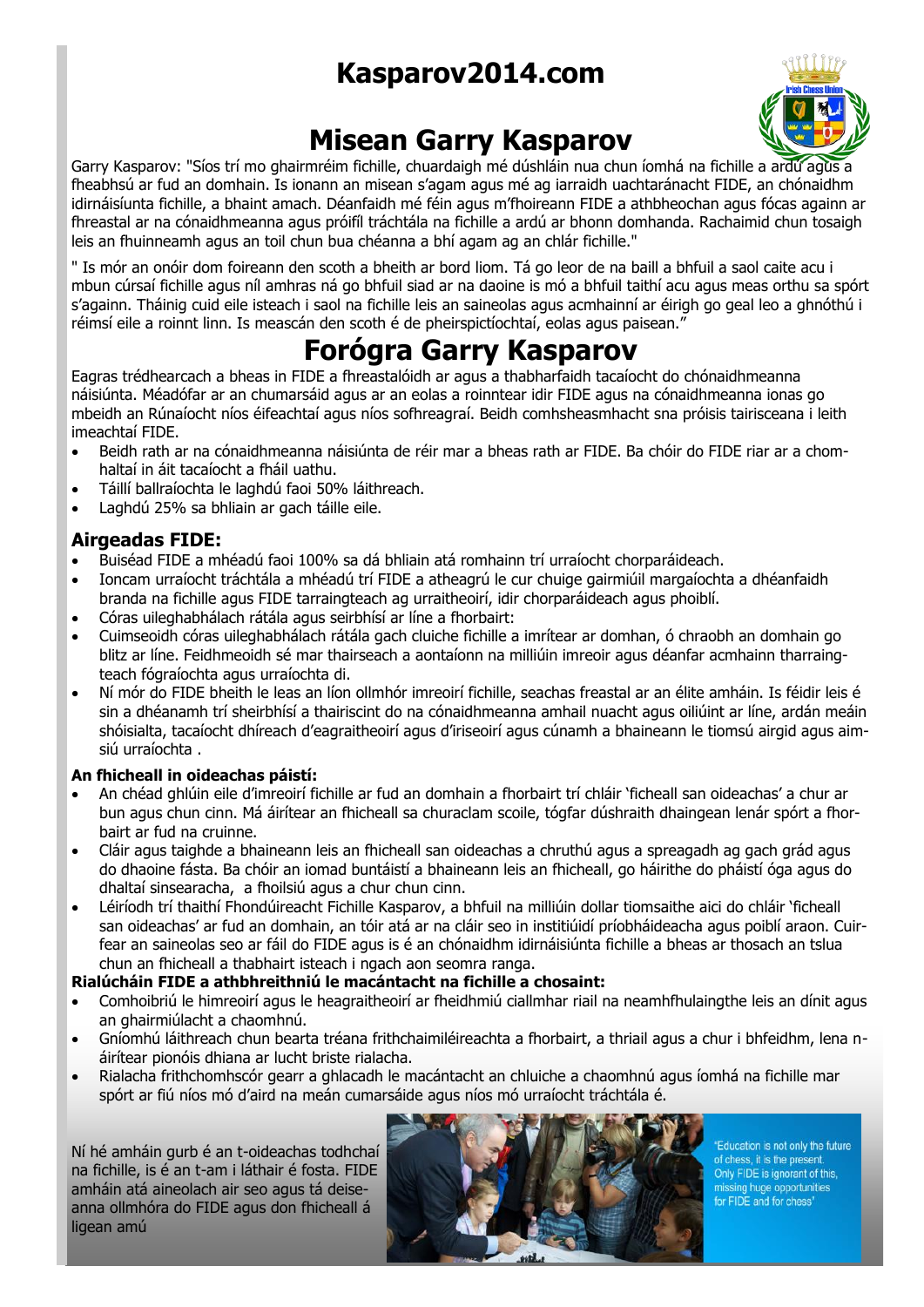# Kasparov2014.com

## Misean Garry Kasparov

Garry Kasparov: "Síos trí mo ghairmréim fichille, chuardaigh mé dúshláin nua chun íomhá na fichille a ardú agus a fheabhsú ar fud an domhain. Is ionann an misean s'agam agus mé ag iarraidh uachtaránacht FIDE, an chónaidhm idirnáisiúnta fichille, a bhaint amach. Déanfaidh mé féin agus m'fhoireann FIDE a athbheochan agus fócas againn ar fhreastal ar na cónaidhmeanna agus próifíl tráchtála na fichille a ardú ar bhonn domhanda. Rachaimid chun tosaigh leis an fhuinneamh agus an toil chun bua chéanna a bhí agam ag an chlár fichille."

" Is mór an onóir dom foireann den scoth a bheith ar bord liom. Tá go leor de na baill a bhfuil a saol caite acu i mbun cúrsaí fichille agus níl amhras ná go bhfuil siad ar na daoine is mó a bhfuil taithí acu agus meas orthu sa spórt s'againn. Tháinig cuid eile isteach i saol na fichille leis an saineolas agus acmhainní ar éirigh go geal leo a ghnóthú i réimsí eile a roinnt linn. Is meascán den scoth é de pheirspictíochtaí, eolas agus paisean."

## Forógra Garry Kasparov

Eagras trédhearcach a bheas in FIDE a fhreastalóidh ar agus a thabharfaidh tacaíocht do chónaidhmeanna náisiúnta. Méadófar ar an chumarsáid agus ar an eolas a roinntear idir FIDE agus na cónaidhmeanna ionas go mbeidh an Rúnaíocht níos éifeachtaí agus níos sofhreagraí. Beidh comhsheasmhacht sna próisis tairisceana i leith imeachtaí FIDE.

- Beidh rath ar na cónaidhmeanna náisiúnta de réir mar a bheas rath ar FIDE. Ba chóir do FIDE riar ar a chomhaltaí in áit tacaíocht a fháil uathu.
- Táillí ballraíochta le laghdú faoi 50% láithreach.
- Laghdú 25% sa bhliain ar gach táille eile.

### Airgeadas FIDE:

- Buiséad FIDE a mhéadú faoi 100% sa dá bhliain atá romhainn trí urraíocht chorparáideach.
- Ioncam urraíocht tráchtála a mhéadú trí FIDE a atheagrú le cur chuige gairmiúil margaíochta a dhéanfaidh branda na fichille agus FIDE tarraingteach ag urraitheoirí, idir chorparáideach agus phoiblí.
- Córas uileghabhálach rátála agus seirbhísí ar líne a fhorbairt:
- Cuimseoidh córas uileghabhálach rátála gach cluiche fichille a imrítear ar domhan, ó chraobh an domhain go blitz ar líne. Feidhmeoidh sé mar thairseach a aontaíonn na milliúin imreoir agus déanfar acmhainn tharraingteach fógraíochta agus urraíochta di.
- Ní mór do FIDE bheith le leas an líon ollmhór imreoirí fichille, seachas freastal ar an élite amháin. Is féidir leis é sin a dhéanamh trí sheirbhísí a thairiscint do na cónaidhmeanna amhail nuacht agus oiliúint ar líne, ardán meáin shóisialta, tacaíocht dhíreach d'eagraitheoirí agus d'iriseoirí agus cúnamh a bhaineann le tiomsú airgid agus aimsiú urraíochta .

#### An fhicheall in oideachas páistí:

- An chéad ghlúin eile d'imreoirí fichille ar fud an domhain a fhorbairt trí chláir 'ficheall san oideachas' a chur ar bun agus chun cinn. Má áirítear an fhicheall sa churaclam scoile, tógfar dúshraith dhaingean lenár spórt a fhorbairt ar fud na cruinne.
- Cláir agus taighde a bhaineann leis an fhicheall san oideachas a chruthú agus a spreagadh ag gach grád agus do dhaoine fásta. Ba chóir an iomad buntáistí a bhaineann leis an fhicheall, go háirithe do pháistí óga agus do dhaltaí sinsearacha, a fhoilsiú agus a chur chun cinn.
- Léiríodh trí thaithí Fhondúireacht Fichille Kasparov, a bhfuil na milliúin dollar tiomsaithe aici do chláir 'ficheall san oideachas' ar fud an domhain, an tóir atá ar na cláir seo in institiúidí príobháideacha agus poiblí araon. Cuirfear an saineolas seo ar fáil do FIDE agus is é an chónaidhm idirnáisiúnta fichille a bheas ar thosach an tslua chun an fhicheall a thabhairt isteach i ngach aon seomra ranga.

#### Rialúcháin FIDE a athbhreithniú le macántacht na fichille a chosaint:

- Comhoibriú le himreoirí agus le heagraitheoirí ar fheidhmiú ciallmhar riail na neamhfhulaingthe leis an dínit agus an ghairmiúlacht a chaomhnú.
- Gníomhú láithreach chun bearta tréana frithchaimiléireachta a fhorbairt, a thriail agus a chur i bhfeidhm, lena n-áirítear pionóis dhiana ar lucht briste rialacha.
- Rialacha frithchomhscór gearr a ghlacadh le macántacht an chluiche a chaomhnú agus íomhá na fichille mar spórt ar fiú níos mó d'aird na meán cumarsáide agus níos mó urraíocht tráchtála é.

Ní hé amháin gurb é an t-oideachas todhchaí na fichille, is é an t-am i láthair é fosta. FIDE amháin atá aineolach air seo agus tá deiseanna ollmhóra do FIDE agus don fhicheall á ligean amú

"Education is not only the future of chess, it is the present. Only FIDE is ignorant of this, missing huge opportunities for FIDE and for chess"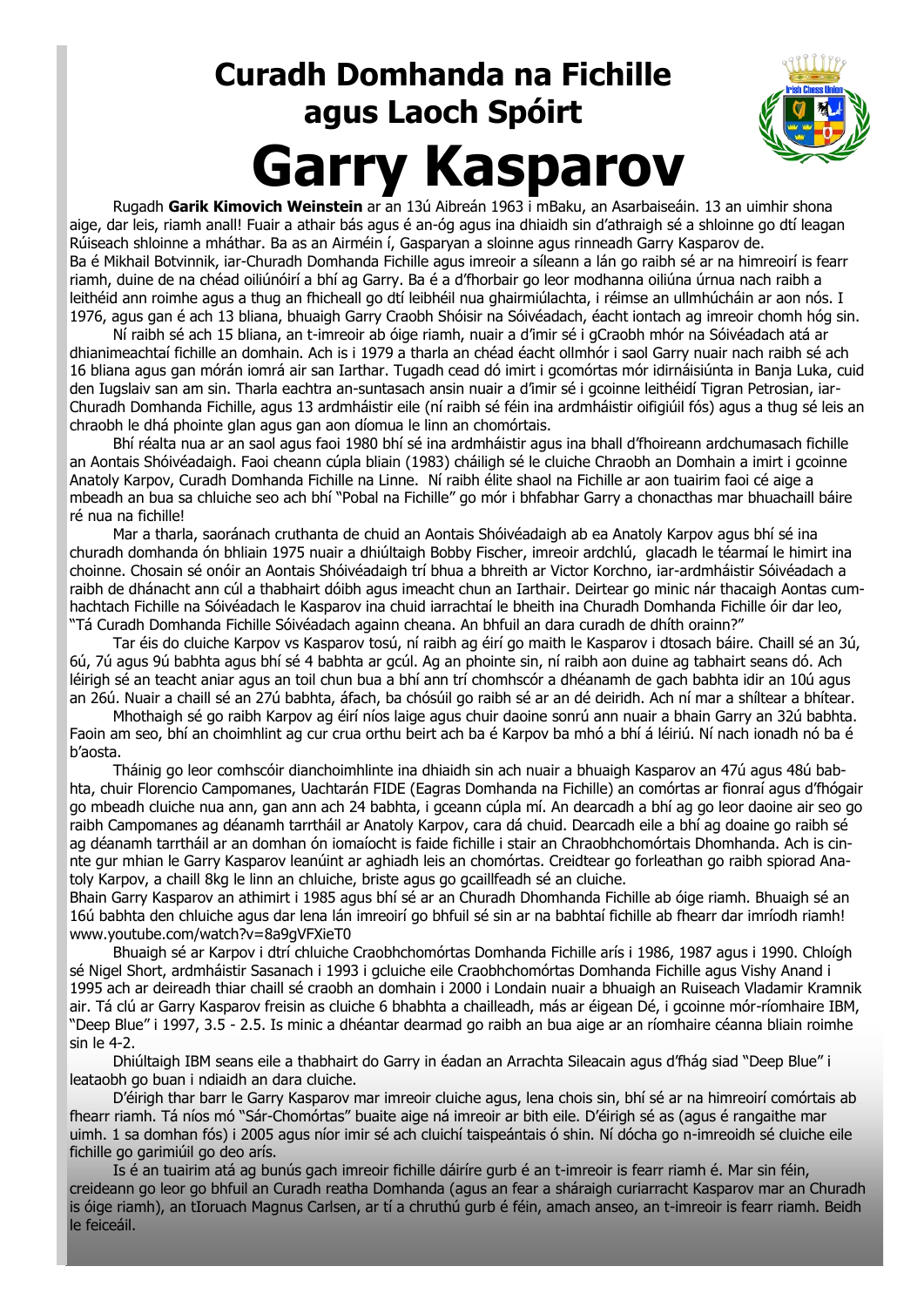# Curadh Domhanda na Fichille agus Laoch Spóirt

# Garry Kasparov

Rugadh **Garik Kimovich Weinstein** ar an 13ú Aibreán 1963 i mBaku, an Asarbaiseáin. 13 an uimhir shona aige, dar leis, riamh anall! Fuair a athair bás agus é an-óg agus ina dhiaidh sin d'athraigh sé a shloinne go dtí leagan Rúiseach shloinne a mháthar. Ba as an Airméin í, Gasparyan a sloinne agus rinneadh Garry Kasparov de. Ba é Mikhail Botvinnik, iar-Churadh Domhanda Fichille agus imreoir a síleann a lán go raibh sé ar na himreoirí is fearr riamh, duine de na chéad oiliúnóirí a bhí ag Garry. Ba é a d'fhorbair go leor modhanna oiliúna úrnua nach raibh a leithéid ann roimhe agus a thug an fhicheall go dtí leibhéil nua ghairmiúlachta, i réimse an ullmhúcháin ar aon nós. I 1976, agus gan é ach 13 bliana, bhuaigh Garry Craobh Shóisir na Sóivéadach, éacht iontach ag imreoir chomh hóg sin.

Ní raibh sé ach 15 bliana, an t-imreoir ab óige riamh, nuair a d'imir sé i gCraobh mhór na Sóivéadach atá ar dhianimeachtaí fichille an domhain. Ach is i 1979 a tharla an chéad éacht ollmhór i saol Garry nuair nach raibh sé ach 16 bliana agus gan mórán iomrá air san Iarthar. Tugadh cead dó imirt i gcomórtas mór idirnáisiúnta in Banja Luka, cuid den Iugslaiv san am sin. Tharla eachtra an-suntasach ansin nuair a d'imir sé i gcoinne leithéidí Tigran Petrosian, iar-Churadh Domhanda Fichille, agus 13 ardmháistir eile (ní raibh sé féin ina ardmháistir oifigiúil fós) agus a thug sé leis an chraobh le dhá phointe glan agus gan aon díomua le linn an chomórtais.

Bhí réalta nua ar an saol agus faoi 1980 bhí sé ina ardmháistir agus ina bhall d'fhoireann ardchumasach fichille an Aontais Shóivéadaigh. Faoi cheann cúpla bliain (1983) cháiligh sé le cluiche Chraobh an Domhain a imirt i gcoinne Anatoly Karpov, Curadh Domhanda Fichille na Linne. Ní raibh élite shaol na Fichille ar aon tuairim faoi cé aige a mbeadh an bua sa chluiche seo ach bhí "Pobal na Fichille" go mór i bhfabhar Garry a chonacthas mar bhuachaill báire ré nua na fichille!

Mar a tharla, saoránach cruthanta de chuid an Aontais Shóivéadaigh ab ea Anatoly Karpov agus bhí sé ina churadh domhanda ón bhliain 1975 nuair a dhiúltaigh Bobby Fischer, imreoir ardchlú, glacadh le téarmaí le himirt ina choinne. Chosain sé onóir an Aontais Shóivéadaigh trí bhua a bhreith ar Victor Korchno, iar-ardmháistir Sóivéadach a raibh de dhánacht ann cúl a thabhairt dóibh agus imeacht chun an Iarthair. Deirtear go minic nár thacaigh Aontas cumhachtach Fichille na Sóivéadach le Kasparov ina chuid iarrachtaí le bheith ina Churadh Domhanda Fichille óir dar leo, "Tá Curadh Domhanda Fichille Sóivéadach againn cheana. An bhfuil an dara curadh de dhíth orainn?"

Tar éis do cluiche Karpov vs Kasparov tosú, ní raibh ag éirí go maith le Kasparov i dtosach báire. Chaill sé an 3ú, 6ú, 7ú agus 9ú babhta agus bhí sé 4 babhta ar gcúl. Ag an phointe sin, ní raibh aon duine ag tabhairt seans dó. Ach léirigh sé an teacht aniar agus an toil chun bua a bhí ann trí chomhscór a dhéanamh de gach babhta idir an 10ú agus an 26ú. Nuair a chaill sé an 27ú babhta, áfach, ba chósúil go raibh sé ar an dé deiridh. Ach ní mar a shíltear a bhítear.

Mhothaigh sé go raibh Karpov ag éirí níos laige agus chuir daoine sonrú ann nuair a bhain Garry an 32ú babhta. Faoin am seo, bhí an choimhlint ag cur crua orthu beirt ach ba é Karpov ba mhó a bhí á léiriú. Ní nach ionadh nó ba é b'aosta.

Tháinig go leor comhscóir dianchoimhlinte ina dhiaidh sin ach nuair a bhuaigh Kasparov an 47ú agus 48ú babhta, chuir Florencio Campomanes, Uachtarán FIDE (Eagras Domhanda na Fichille) an comórtas ar fionraí agus d'fhógair go mbeadh cluiche nua ann, gan ann ach 24 babhta, i gceann cúpla mí. An dearcadh a bhí ag go leor daoine air seo go raibh Campomanes ag déanamh tarrtháil ar Anatoly Karpov, cara dá chuid. Dearcadh eile a bhí ag doaine go raibh sé ag déanamh tarrtháil ar an domhan ón iomaíocht is faide fichille i stair an Chraobhchomórtais Dhomhanda. Ach is cinnte gur mhian le Garry Kasparov leanúint ar aghiadh leis an chomórtas. Creidtear go forleathan go raibh spiorad Anatoly Karpov, a chaill 8kg le linn an chluiche, briste agus go gcaillfeadh sé an cluiche.
Bhain Garry Kasparov an athimirt i 1985 agus bhí sé ar an Churadh Dhomhanda Fichille ab óige riamh. Bhuaigh sé an 16ú babhta den chluiche agus dar lena lán imreoirí go bhfuil sé sin ar na babhtaí fichille ab fhearr dar imríodh riamh! www.youtube.com/watch?v=8a9gVFXieT0

Bhuaigh sé ar Karpov i dtrí chluiche Craobhchomórtas Domhanda Fichille arís i 1986, 1987 agus i 1990. Chloígh sé Nigel Short, ardmháistir Sasanach i 1993 i gcluiche eile Craobhchomórtas Domhanda Fichille agus Vishy Anand i 1995 ach ar deireadh thiar chaill sé craobh an domhain i 2000 i Londain nuair a bhuaigh an Ruiseach Vladamir Kramnik air. Tá clú ar Garry Kasparov freisin as cluiche 6 bhabhta a chailleadh, más ar éigean Dé, i gcoinne mór-ríomhaire IBM, "Deep Blue" i 1997, 3.5 - 2.5. Is minic a dhéantar dearmad go raibh an bua aige ar an ríomhaire céanna bliain roimhe sin le 4-2.

Dhiúltaigh IBM seans eile a thabhairt do Garry in éadan an Arrachta Sileacain agus d'fhág siad "Deep Blue" i leataobh go buan i ndiaidh an dara cluiche.

D'éirigh thar barr le Garry Kasparov mar imreoir cluiche agus, lena chois sin, bhí sé ar na himreoirí comórtais ab fhearr riamh. Tá níos mó "Sár-Chomórtas" buaite aige ná imreoir ar bith eile. D'éirigh sé as (agus é rangaithe mar uimh. 1 sa domhan fós) i 2005 agus níor imir sé ach cluichí taispeántais ó shin. Ní dócha go n-imreoidh sé cluiche eile fichille go garimiúil go deo arís.

Is é an tuairim atá ag bunús gach imreoir fichille dáiríre gurb é an t-imreoir is fearr riamh é. Mar sin féin, creideann go leor go bhfuil an Curadh reatha Domhanda (agus an fear a sháraigh curiarracht Kasparov mar an Churadh is óige riamh), an tIoruach Magnus Carlsen, ar tí a chruthú gurb é féin, amach anseo, an t-imreoir is fearr riamh. Beidh le feiceáil.